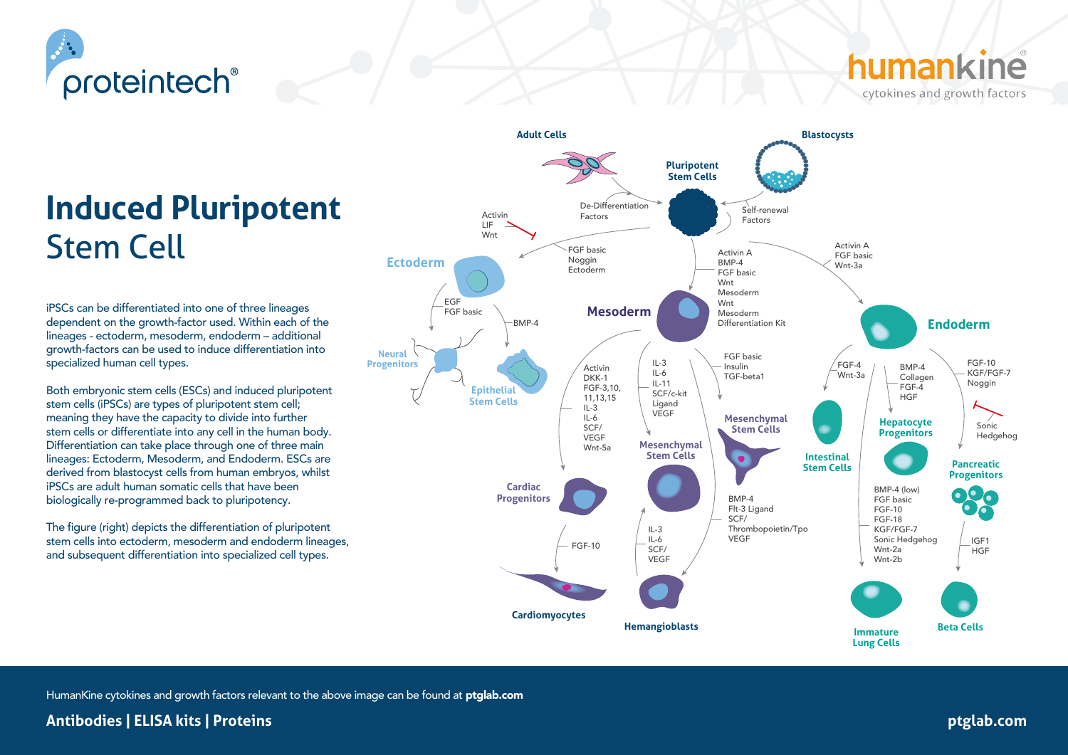# Induced Pluripotent Stem Cell

iPSCs can be differentiated into one of three lineages dependent on the growth-factor used. Within each of the lineages - ectoderm, mesoderm, endoderm – additional growth-factors can be used to induce differentiation into specialized human cell types.

Both embryonic stem cells (ESCs) and induced pluripotent stem cells (iPSCs) are types of pluripotent stem cell; meaning they have the capacity to divide into further stem cells or differentiate into any cell in the human body. Differentiation can take place through one of three main lineages: Ectoderm, Mesoderm, and Endoderm. ESCs are derived from blastocyst cells from human embryos, whilst iPSCs are adult human somatic cells that have been biologically re-programmed back to pluripotency.

The figure (right) depicts the differentiation of pluripotent stem cells into ectoderm, mesoderm and endoderm lineages, and subsequent differentiation into specialized cell types.

Adult Cells

Blastocysts

Pluripotent Stem Cells

De-Differentiation Factors

Self-renewal Factors

Activin
LIF
Wnt

FGF basic
Noggin
Ectoderm

Activin A
BMP-4
FGF basic
Wnt
Mesoderm
Wnt
Mesoderm
Differentiation Kit

Activin A
FGF basic
Wnt-3a

Ectoderm

EGF
FGF basic

BMP-4

Neural Progenitors

Epithelial Stem Cells

Mesoderm

Activin
DKK-1
FGF-3,10, 11,13,15
IL-3
IL-6
SCF/
VEGF
Wnt-5a

IL-3
IL-6
IL-11
SCF/c-kit Ligand
VEGF

FGF basic
Insulin
TGF-beta1

Mesenchymal Stem Cells

Mesenchymal Stem Cells

Cardiac Progenitors

FGF-10

Cardiomyocytes

IL-3
IL-6
SCF/
VEGF

Hemangioblasts

BMP-4
Flt-3 Ligand
SCF/
Thrombopoietin/Tpo
VEGF

Endoderm

FGF-4
Wnt-3a

Intestinal Stem Cells

BMP-4
Collagen
FGF-4
HGF

Hepatocyte Progenitors

FGF-10
KGF/FGF-7
Noggin

Sonic Hedgehog

Pancreatic Progenitors

BMP-4 (low)
FGF basic
FGF-10
FGF-18
KGF/FGF-7
Sonic Hedgehog
Wnt-2a
Wnt-2b

Immature Lung Cells

IGF1
HGF

Beta Cells

HumanKine cytokines and growth factors relevant to the above image can be found at **ptglab.com**

**Antibodies | ELISA kits | Proteins**

**ptglab.com**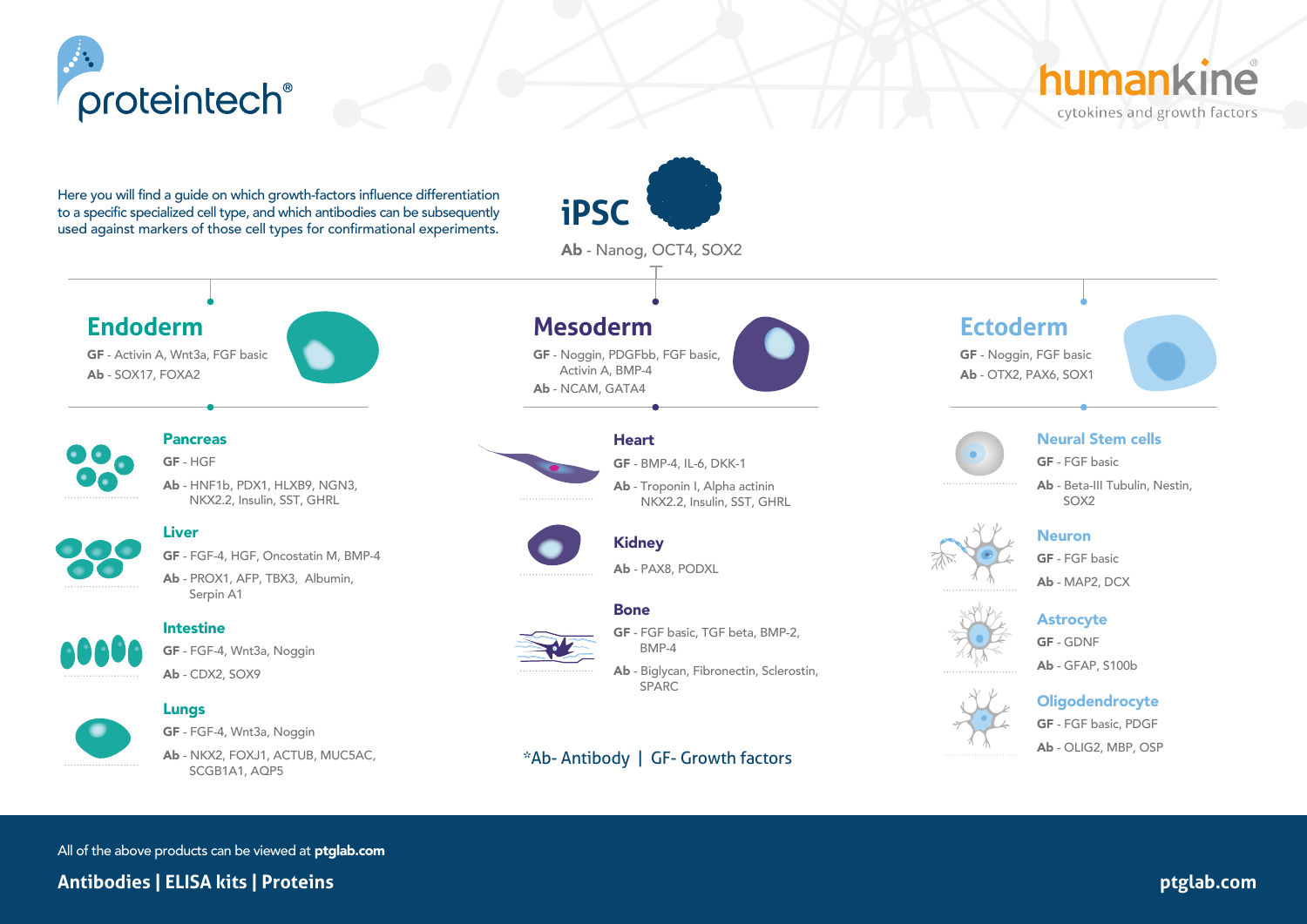proteintech®

humankine®
cytokines and growth factors

Here you will find a guide on which growth-factors influence differentiation to a specific specialized cell type, and which antibodies can be subsequently used against markers of those cell types for confirmational experiments.

# iPSC

**Ab** - Nanog, OCT4, SOX2

## Endoderm

**GF** - Activin A, Wnt3a, FGF basic

**Ab** - SOX17, FOXA2

### Pancreas

**GF** - HGF

**Ab** - HNF1b, PDX1, HLXB9, NGN3, NKX2.2, Insulin, SST, GHRL

### Liver

**GF** - FGF-4, HGF, Oncostatin M, BMP-4

**Ab** - PROX1, AFP, TBX3, Albumin, Serpin A1

### Intestine

**GF** - FGF-4, Wnt3a, Noggin

**Ab** - CDX2, SOX9

### Lungs

**GF** - FGF-4, Wnt3a, Noggin

**Ab** - NKX2, FOXJ1, ACTUB, MUC5AC, SCGB1A1, AQP5

## Mesoderm

**GF** - Noggin, PDGFbb, FGF basic, Activin A, BMP-4

**Ab** - NCAM, GATA4

### Heart

**GF** - BMP-4, IL-6, DKK-1

**Ab** - Troponin I, Alpha actinin NKX2.2, Insulin, SST, GHRL

### Kidney

**Ab** - PAX8, PODXL

### Bone

**GF** - FGF basic, TGF beta, BMP-2, BMP-4

**Ab** - Biglycan, Fibronectin, Sclerostin, SPARC

*Ab- Antibody | GF- Growth factors

## Ectoderm

**GF** - Noggin, FGF basic

**Ab** - OTX2, PAX6, SOX1

### Neural Stem cells

**GF** - FGF basic

**Ab** - Beta-III Tubulin, Nestin, SOX2

### Neuron

**GF** - FGF basic

**Ab** - MAP2, DCX

### Astrocyte

**GF** - GDNF

**Ab** - GFAP, S100b

### Oligodendrocyte

**GF** - FGF basic, PDGF

**Ab** - OLIG2, MBP, OSP

All of the above products can be viewed at **ptglab.com**

**Antibodies | ELISA kits | Proteins**

**ptglab.com**